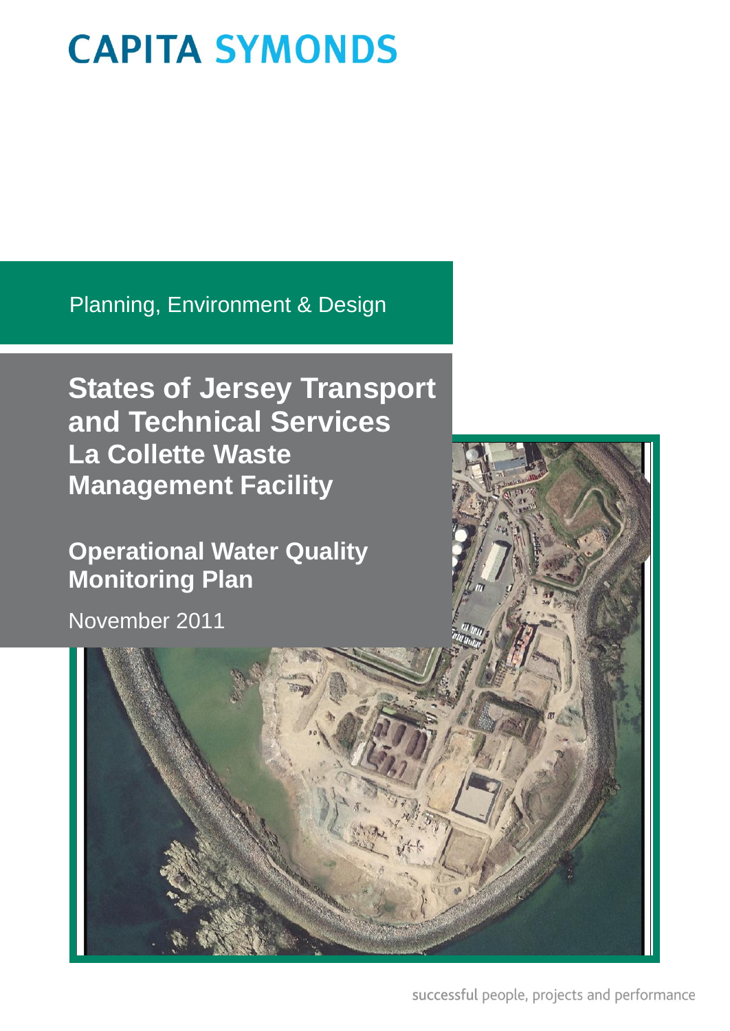CAPITA SYMONDS

Planning, Environment & Design

# States of Jersey Transport and Technical Services La Collette Waste Management Facility

## Operational Water Quality Monitoring Plan

November 2011

successful people, projects and performance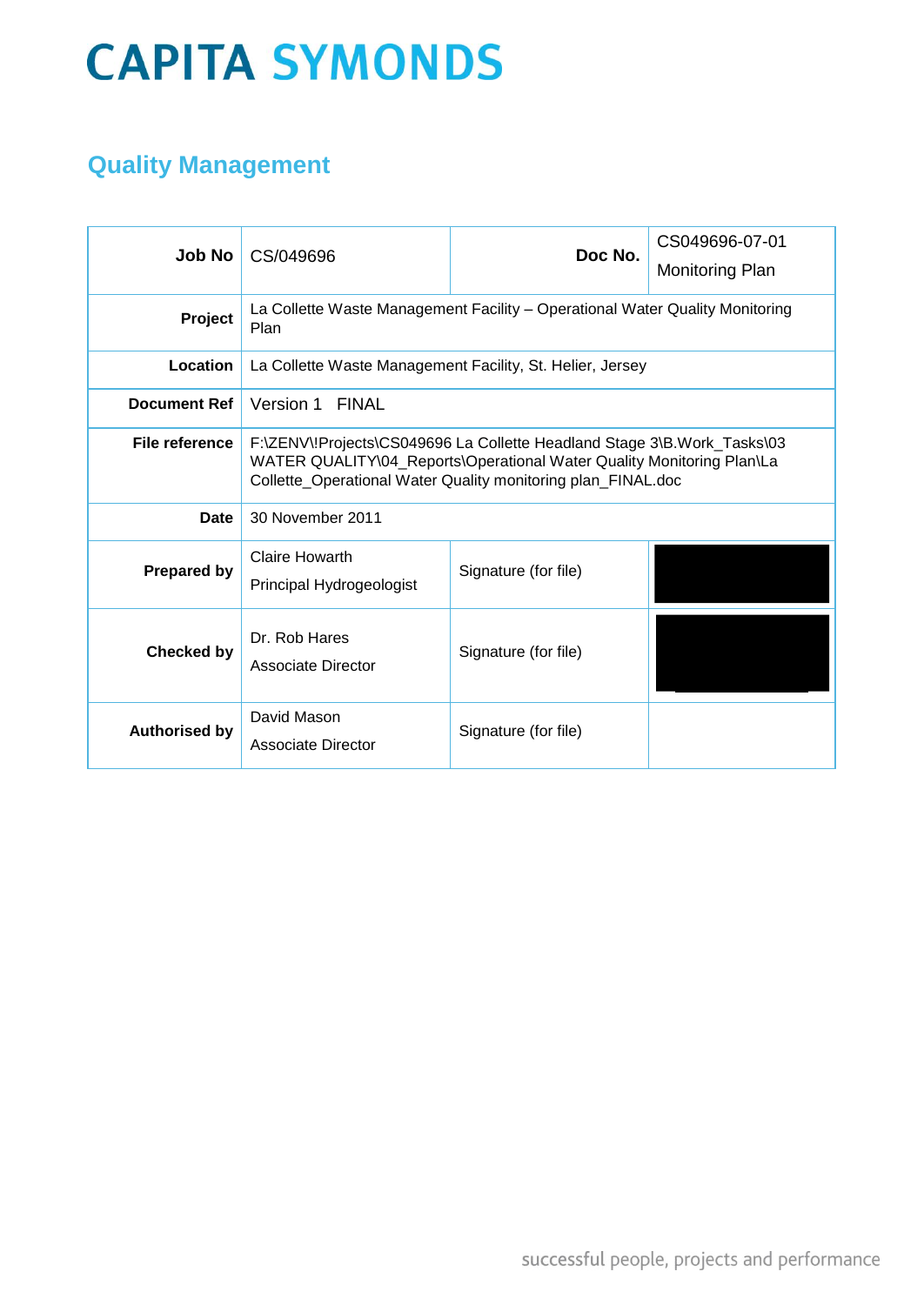# CAPITA SYMONDS

## Quality Management

| | | | |
|---|---|---|---|
| **Job No** | CS/049696 | **Doc No.** | CS049696-07-01 Monitoring Plan |
| **Project** | La Collette Waste Management Facility – Operational Water Quality Monitoring Plan | | |
| **Location** | La Collette Waste Management Facility, St. Helier, Jersey | | |
| **Document Ref** | Version 1 FINAL | | |
| **File reference** | F:\ZENV\!Projects\CS049696 La Collette Headland Stage 3\B.Work_Tasks\03 WATER QUALITY\04_Reports\Operational Water Quality Monitoring Plan\La Collette_Operational Water Quality monitoring plan_FINAL.doc | | |
| **Date** | 30 November 2011 | | |
| **Prepared by** | Claire Howarth<br>Principal Hydrogeologist | Signature (for file) | |
| **Checked by** | Dr. Rob Hares<br>Associate Director | Signature (for file) | |
| **Authorised by** | David Mason<br>Associate Director | Signature (for file) | |

successful people, projects and performance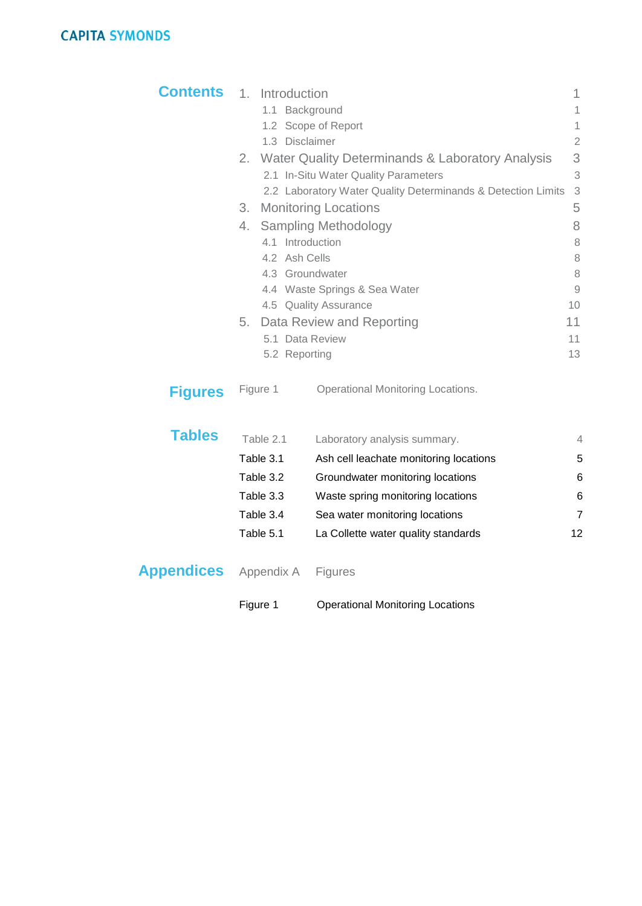## Contents

| | | |
|---|---|---|
| 1. | Introduction | 1 |
| | 1.1 Background | 1 |
| | 1.2 Scope of Report | 1 |
| | 1.3 Disclaimer | 2 |
| 2. | Water Quality Determinands & Laboratory Analysis | 3 |
| | 2.1 In-Situ Water Quality Parameters | 3 |
| | 2.2 Laboratory Water Quality Determinands & Detection Limits | 3 |
| 3. | Monitoring Locations | 5 |
| 4. | Sampling Methodology | 8 |
| | 4.1 Introduction | 8 |
| | 4.2 Ash Cells | 8 |
| | 4.3 Groundwater | 8 |
| | 4.4 Waste Springs & Sea Water | 9 |
| | 4.5 Quality Assurance | 10 |
| 5. | Data Review and Reporting | 11 |
| | 5.1 Data Review | 11 |
| | 5.2 Reporting | 13 |

## Figures

| | |
|---|---|
| Figure 1 | Operational Monitoring Locations. |

## Tables

| | | |
|---|---|---|
| Table 2.1 | Laboratory analysis summary. | 4 |
| Table 3.1 | Ash cell leachate monitoring locations | 5 |
| Table 3.2 | Groundwater monitoring locations | 6 |
| Table 3.3 | Waste spring monitoring locations | 6 |
| Table 3.4 | Sea water monitoring locations | 7 |
| Table 5.1 | La Collette water quality standards | 12 |

## Appendices

| | |
|---|---|
| Appendix A | Figures |
| Figure 1 | Operational Monitoring Locations |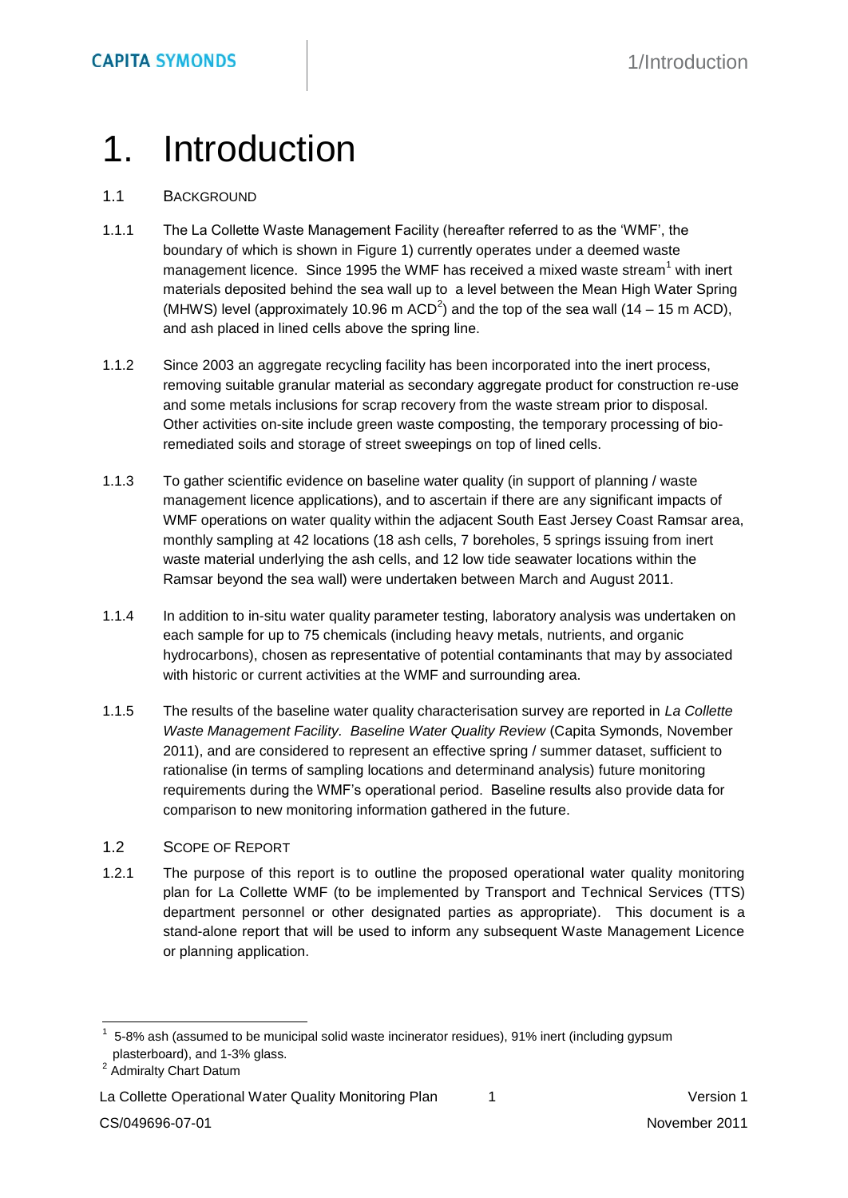# 1. Introduction

## 1.1 Background

1.1.1 The La Collette Waste Management Facility (hereafter referred to as the 'WMF', the boundary of which is shown in Figure 1) currently operates under a deemed waste management licence. Since 1995 the WMF has received a mixed waste stream[1] with inert materials deposited behind the sea wall up to a level between the Mean High Water Spring (MHWS) level (approximately 10.96 m ACD[2]) and the top of the sea wall (14 – 15 m ACD), and ash placed in lined cells above the spring line.

1.1.2 Since 2003 an aggregate recycling facility has been incorporated into the inert process, removing suitable granular material as secondary aggregate product for construction re-use and some metals inclusions for scrap recovery from the waste stream prior to disposal. Other activities on-site include green waste composting, the temporary processing of bio-remediated soils and storage of street sweepings on top of lined cells.

1.1.3 To gather scientific evidence on baseline water quality (in support of planning / waste management licence applications), and to ascertain if there are any significant impacts of WMF operations on water quality within the adjacent South East Jersey Coast Ramsar area, monthly sampling at 42 locations (18 ash cells, 7 boreholes, 5 springs issuing from inert waste material underlying the ash cells, and 12 low tide seawater locations within the Ramsar beyond the sea wall) were undertaken between March and August 2011.

1.1.4 In addition to in-situ water quality parameter testing, laboratory analysis was undertaken on each sample for up to 75 chemicals (including heavy metals, nutrients, and organic hydrocarbons), chosen as representative of potential contaminants that may by associated with historic or current activities at the WMF and surrounding area.

1.1.5 The results of the baseline water quality characterisation survey are reported in *La Collette Waste Management Facility. Baseline Water Quality Review* (Capita Symonds, November 2011), and are considered to represent an effective spring / summer dataset, sufficient to rationalise (in terms of sampling locations and determinand analysis) future monitoring requirements during the WMF's operational period. Baseline results also provide data for comparison to new monitoring information gathered in the future.

## 1.2 Scope of Report

1.2.1 The purpose of this report is to outline the proposed operational water quality monitoring plan for La Collette WMF (to be implemented by Transport and Technical Services (TTS) department personnel or other designated parties as appropriate). This document is a stand-alone report that will be used to inform any subsequent Waste Management Licence or planning application.

---

[1] 5-8% ash (assumed to be municipal solid waste incinerator residues), 91% inert (including gypsum plasterboard), and 1-3% glass.

[2] Admiralty Chart Datum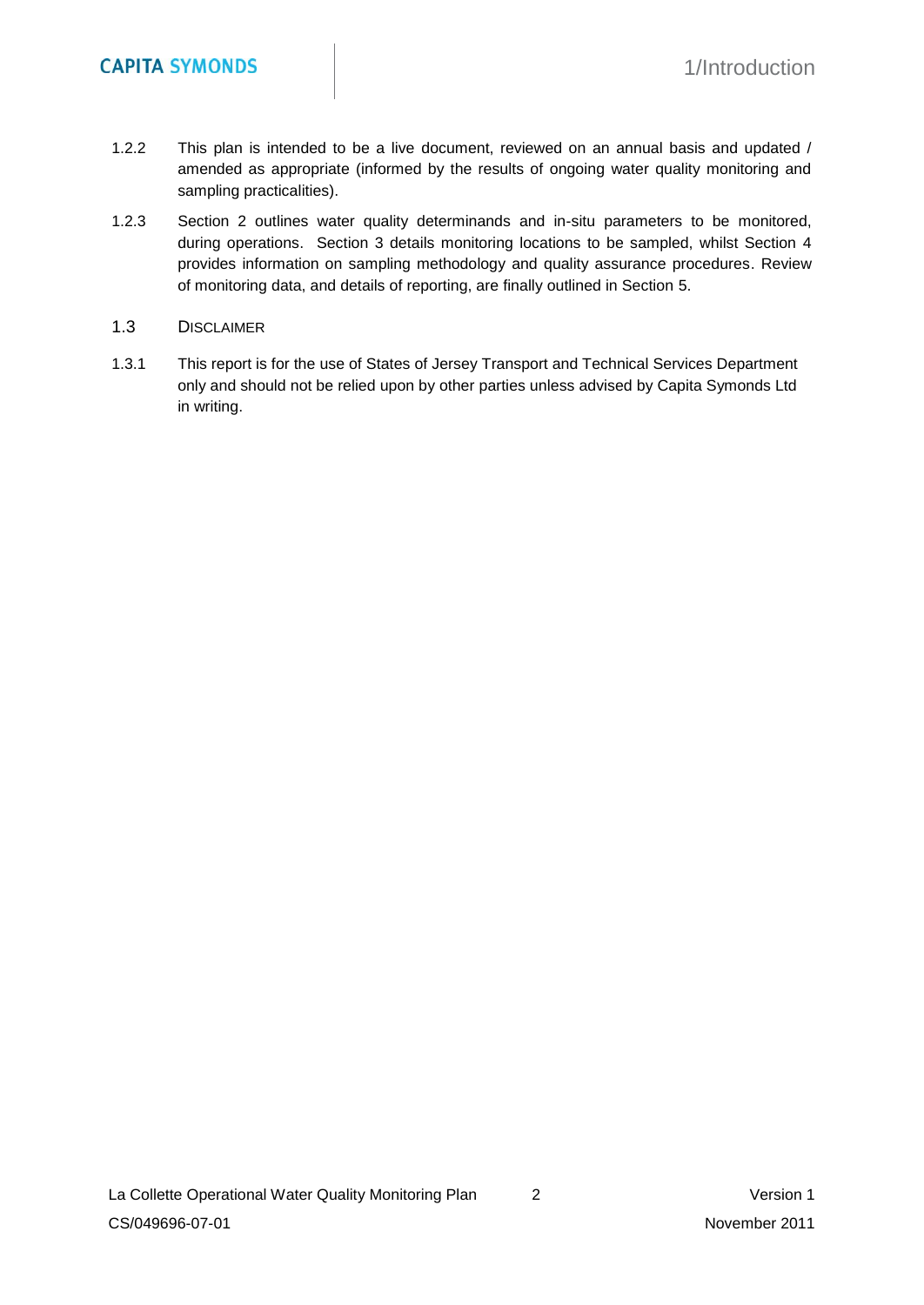1.2.2 This plan is intended to be a live document, reviewed on an annual basis and updated / amended as appropriate (informed by the results of ongoing water quality monitoring and sampling practicalities).

1.2.3 Section 2 outlines water quality determinands and in-situ parameters to be monitored, during operations. Section 3 details monitoring locations to be sampled, whilst Section 4 provides information on sampling methodology and quality assurance procedures. Review of monitoring data, and details of reporting, are finally outlined in Section 5.

## 1.3 DISCLAIMER

1.3.1 This report is for the use of States of Jersey Transport and Technical Services Department only and should not be relied upon by other parties unless advised by Capita Symonds Ltd in writing.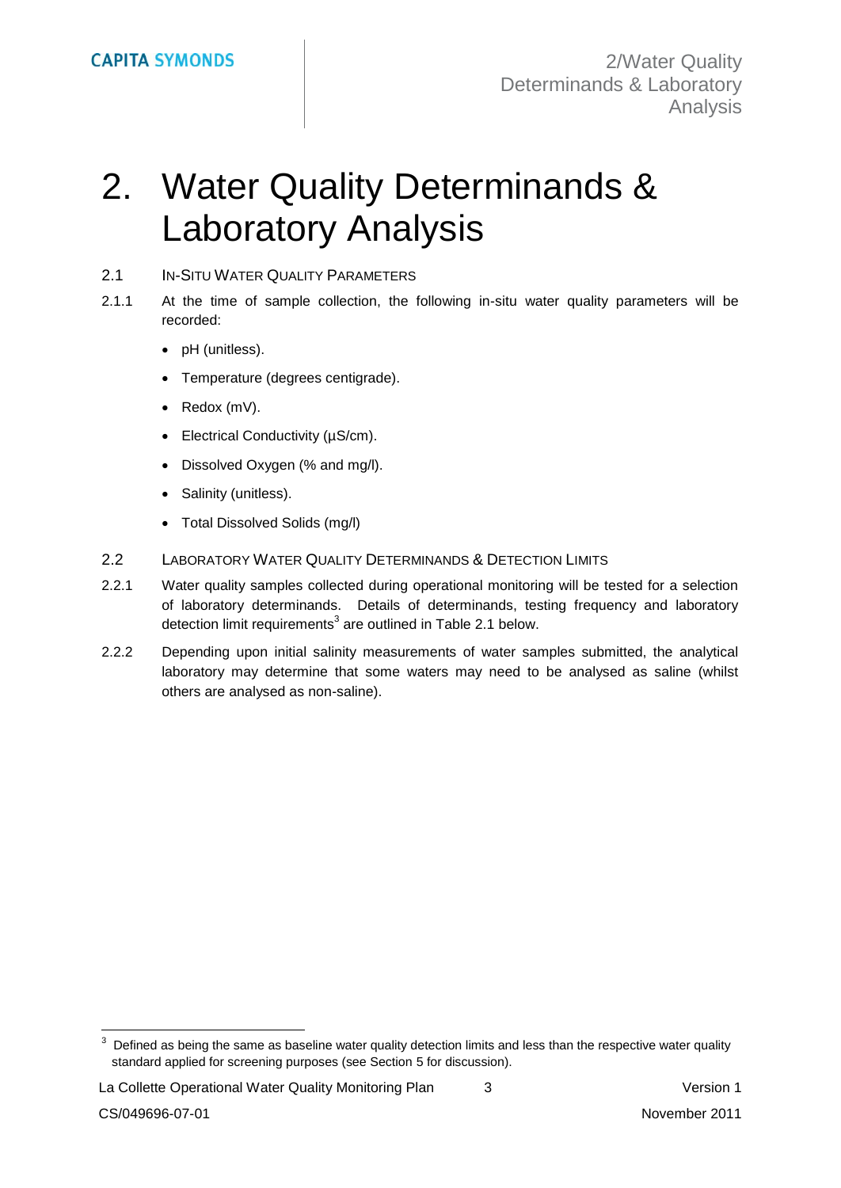# 2. Water Quality Determinands & Laboratory Analysis

## 2.1 In-Situ Water Quality Parameters

2.1.1 At the time of sample collection, the following in-situ water quality parameters will be recorded:

- pH (unitless).
- Temperature (degrees centigrade).
- Redox (mV).
- Electrical Conductivity (µS/cm).
- Dissolved Oxygen (% and mg/l).
- Salinity (unitless).
- Total Dissolved Solids (mg/l)

## 2.2 Laboratory Water Quality Determinands & Detection Limits

2.2.1 Water quality samples collected during operational monitoring will be tested for a selection of laboratory determinands. Details of determinands, testing frequency and laboratory detection limit requirements[3] are outlined in Table 2.1 below.

2.2.2 Depending upon initial salinity measurements of water samples submitted, the analytical laboratory may determine that some waters may need to be analysed as saline (whilst others are analysed as non-saline).

[3] Defined as being the same as baseline water quality detection limits and less than the respective water quality standard applied for screening purposes (see Section 5 for discussion).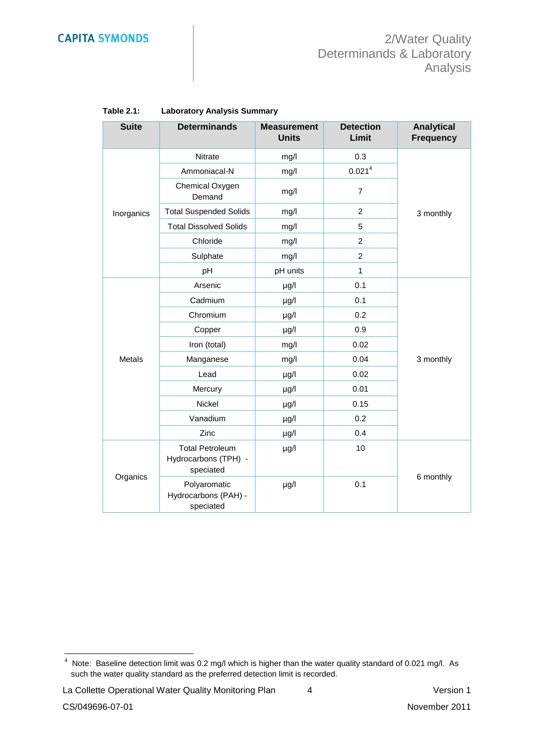**Table 2.1: Laboratory Analysis Summary**

| Suite | Determinands | Measurement Units | Detection Limit | Analytical Frequency |
|---|---|---|---|---|
| Inorganics | Nitrate | mg/l | 0.3 | 3 monthly |
| | Ammoniacal-N | mg/l | 0.021[4] | |
| | Chemical Oxygen Demand | mg/l | 7 | |
| | Total Suspended Solids | mg/l | 2 | |
| | Total Dissolved Solids | mg/l | 5 | |
| | Chloride | mg/l | 2 | |
| | Sulphate | mg/l | 2 | |
| | pH | pH units | 1 | |
| Metals | Arsenic | µg/l | 0.1 | 3 monthly |
| | Cadmium | µg/l | 0.1 | |
| | Chromium | µg/l | 0.2 | |
| | Copper | µg/l | 0.9 | |
| | Iron (total) | mg/l | 0.02 | |
| | Manganese | mg/l | 0.04 | |
| | Lead | µg/l | 0.02 | |
| | Mercury | µg/l | 0.01 | |
| | Nickel | µg/l | 0.15 | |
| | Vanadium | µg/l | 0.2 | |
| | Zinc | µg/l | 0.4 | |
| Organics | Total Petroleum Hydrocarbons (TPH) - speciated | µg/l | 10 | 6 monthly |
| | Polyaromatic Hydrocarbons (PAH) - speciated | µg/l | 0.1 | |

[4] Note: Baseline detection limit was 0.2 mg/l which is higher than the water quality standard of 0.021 mg/l. As such the water quality standard as the preferred detection limit is recorded.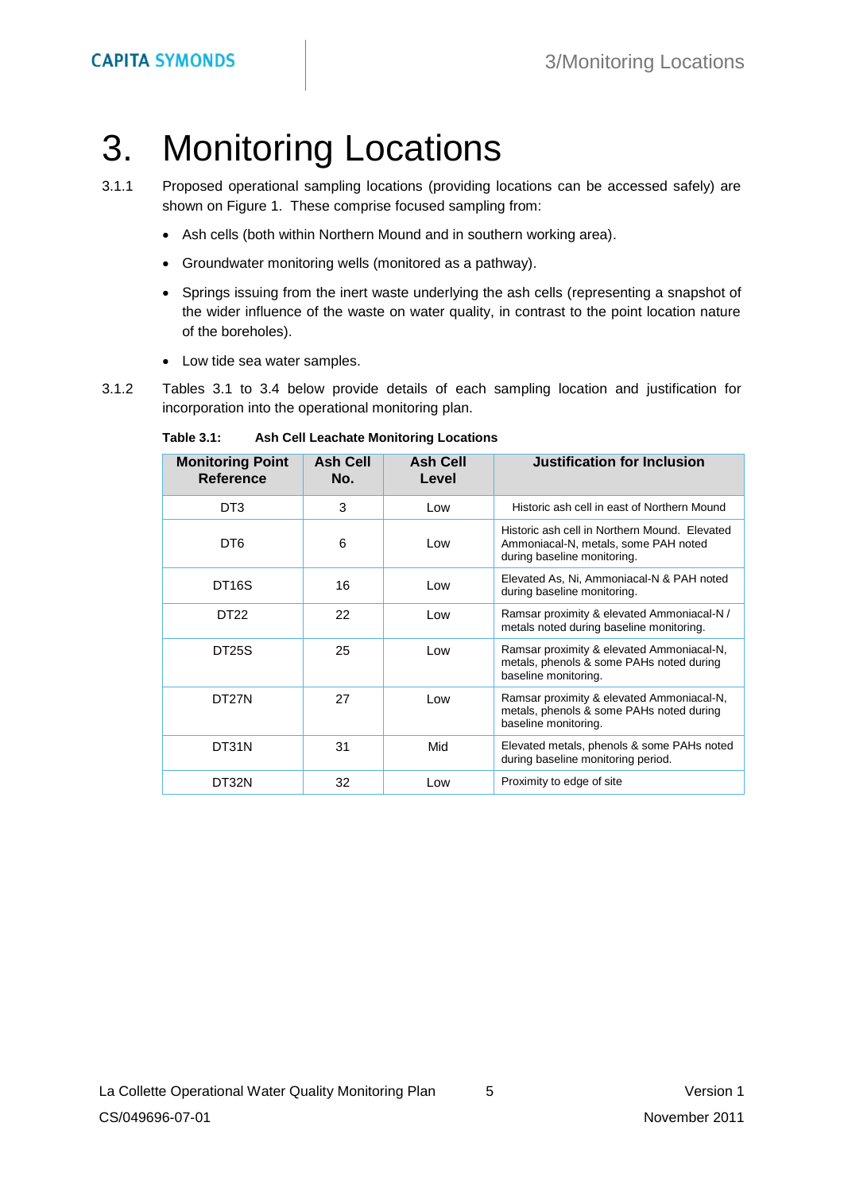# 3. Monitoring Locations

3.1.1 Proposed operational sampling locations (providing locations can be accessed safely) are shown on Figure 1. These comprise focused sampling from:

- Ash cells (both within Northern Mound and in southern working area).
- Groundwater monitoring wells (monitored as a pathway).
- Springs issuing from the inert waste underlying the ash cells (representing a snapshot of the wider influence of the waste on water quality, in contrast to the point location nature of the boreholes).
- Low tide sea water samples.

3.1.2 Tables 3.1 to 3.4 below provide details of each sampling location and justification for incorporation into the operational monitoring plan.

**Table 3.1: Ash Cell Leachate Monitoring Locations**

| Monitoring Point Reference | Ash Cell No. | Ash Cell Level | Justification for Inclusion |
|---|---|---|---|
| DT3 | 3 | Low | Historic ash cell in east of Northern Mound |
| DT6 | 6 | Low | Historic ash cell in Northern Mound. Elevated Ammoniacal-N, metals, some PAH noted during baseline monitoring. |
| DT16S | 16 | Low | Elevated As, Ni, Ammoniacal-N & PAH noted during baseline monitoring. |
| DT22 | 22 | Low | Ramsar proximity & elevated Ammoniacal-N / metals noted during baseline monitoring. |
| DT25S | 25 | Low | Ramsar proximity & elevated Ammoniacal-N, metals, phenols & some PAHs noted during baseline monitoring. |
| DT27N | 27 | Low | Ramsar proximity & elevated Ammoniacal-N, metals, phenols & some PAHs noted during baseline monitoring. |
| DT31N | 31 | Mid | Elevated metals, phenols & some PAHs noted during baseline monitoring period. |
| DT32N | 32 | Low | Proximity to edge of site |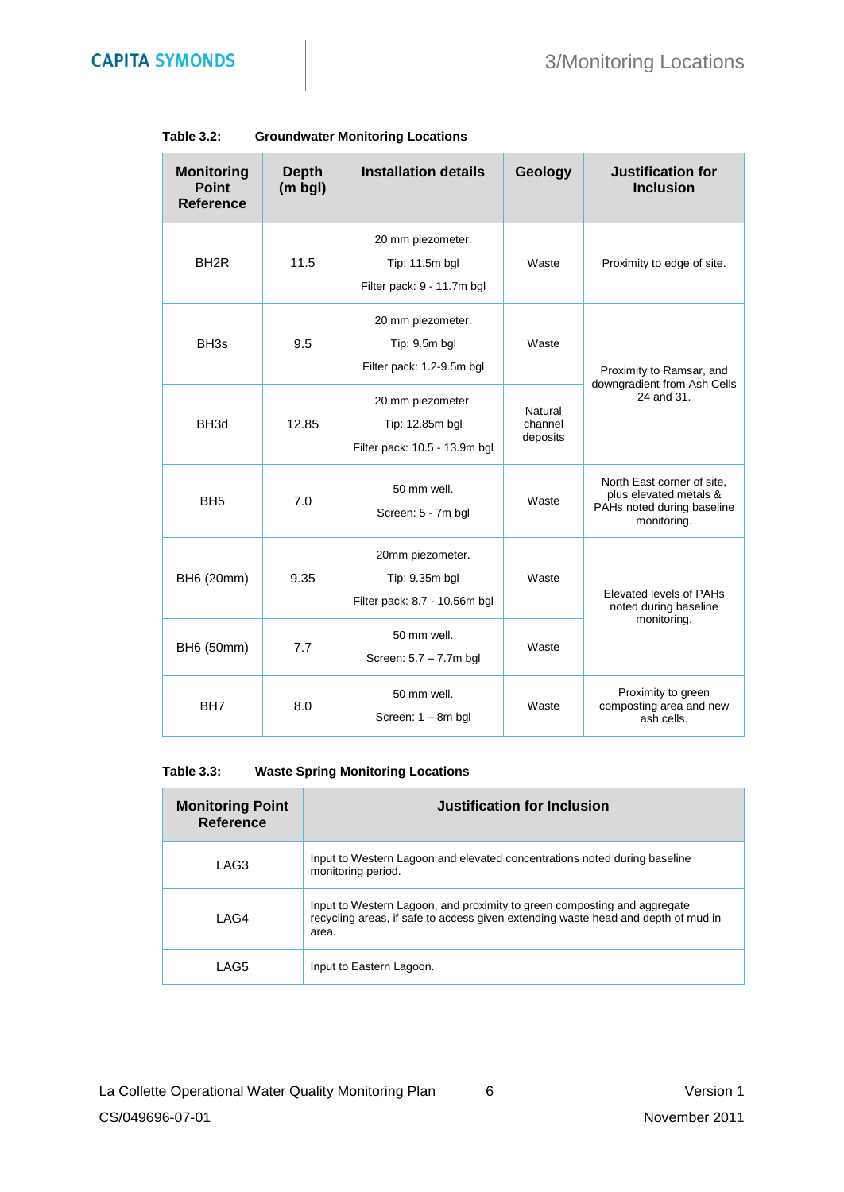**Table 3.2: Groundwater Monitoring Locations**

| Monitoring Point Reference | Depth (m bgl) | Installation details | Geology | Justification for Inclusion |
|---|---|---|---|---|
| BH2R | 11.5 | 20 mm piezometer.<br>Tip: 11.5m bgl<br>Filter pack: 9 - 11.7m bgl | Waste | Proximity to edge of site. |
| BH3s | 9.5 | 20 mm piezometer.<br>Tip: 9.5m bgl<br>Filter pack: 1.2-9.5m bgl | Waste | Proximity to Ramsar, and downgradient from Ash Cells 24 and 31. |
| BH3d | 12.85 | 20 mm piezometer.<br>Tip: 12.85m bgl<br>Filter pack: 10.5 - 13.9m bgl | Natural channel deposits | |
| BH5 | 7.0 | 50 mm well.<br>Screen: 5 - 7m bgl | Waste | North East corner of site, plus elevated metals & PAHs noted during baseline monitoring. |
| BH6 (20mm) | 9.35 | 20mm piezometer.<br>Tip: 9.35m bgl<br>Filter pack: 8.7 - 10.56m bgl | Waste | Elevated levels of PAHs noted during baseline monitoring. |
| BH6 (50mm) | 7.7 | 50 mm well.<br>Screen: 5.7 – 7.7m bgl | Waste | |
| BH7 | 8.0 | 50 mm well.<br>Screen: 1 – 8m bgl | Waste | Proximity to green composting area and new ash cells. |

**Table 3.3: Waste Spring Monitoring Locations**

| Monitoring Point Reference | Justification for Inclusion |
|---|---|
| LAG3 | Input to Western Lagoon and elevated concentrations noted during baseline monitoring period. |
| LAG4 | Input to Western Lagoon, and proximity to green composting and aggregate recycling areas, if safe to access given extending waste head and depth of mud in area. |
| LAG5 | Input to Eastern Lagoon. |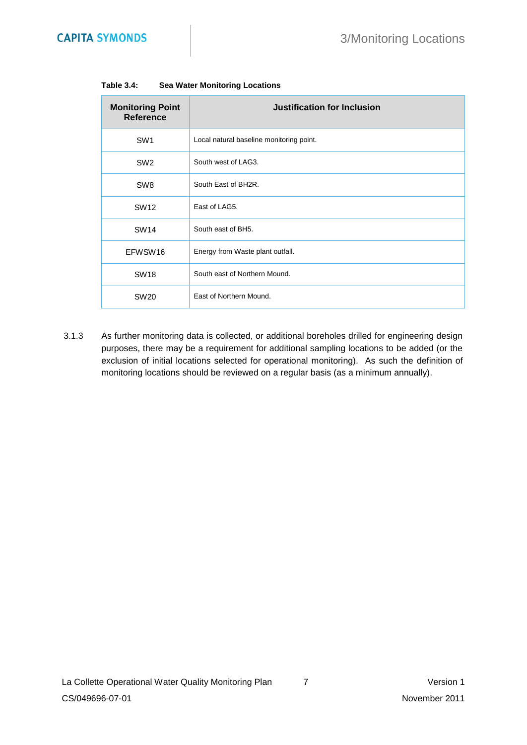**Table 3.4: Sea Water Monitoring Locations**

| Monitoring Point Reference | Justification for Inclusion |
|---|---|
| SW1 | Local natural baseline monitoring point. |
| SW2 | South west of LAG3. |
| SW8 | South East of BH2R. |
| SW12 | East of LAG5. |
| SW14 | South east of BH5. |
| EFWSW16 | Energy from Waste plant outfall. |
| SW18 | South east of Northern Mound. |
| SW20 | East of Northern Mound. |

3.1.3 As further monitoring data is collected, or additional boreholes drilled for engineering design purposes, there may be a requirement for additional sampling locations to be added (or the exclusion of initial locations selected for operational monitoring). As such the definition of monitoring locations should be reviewed on a regular basis (as a minimum annually).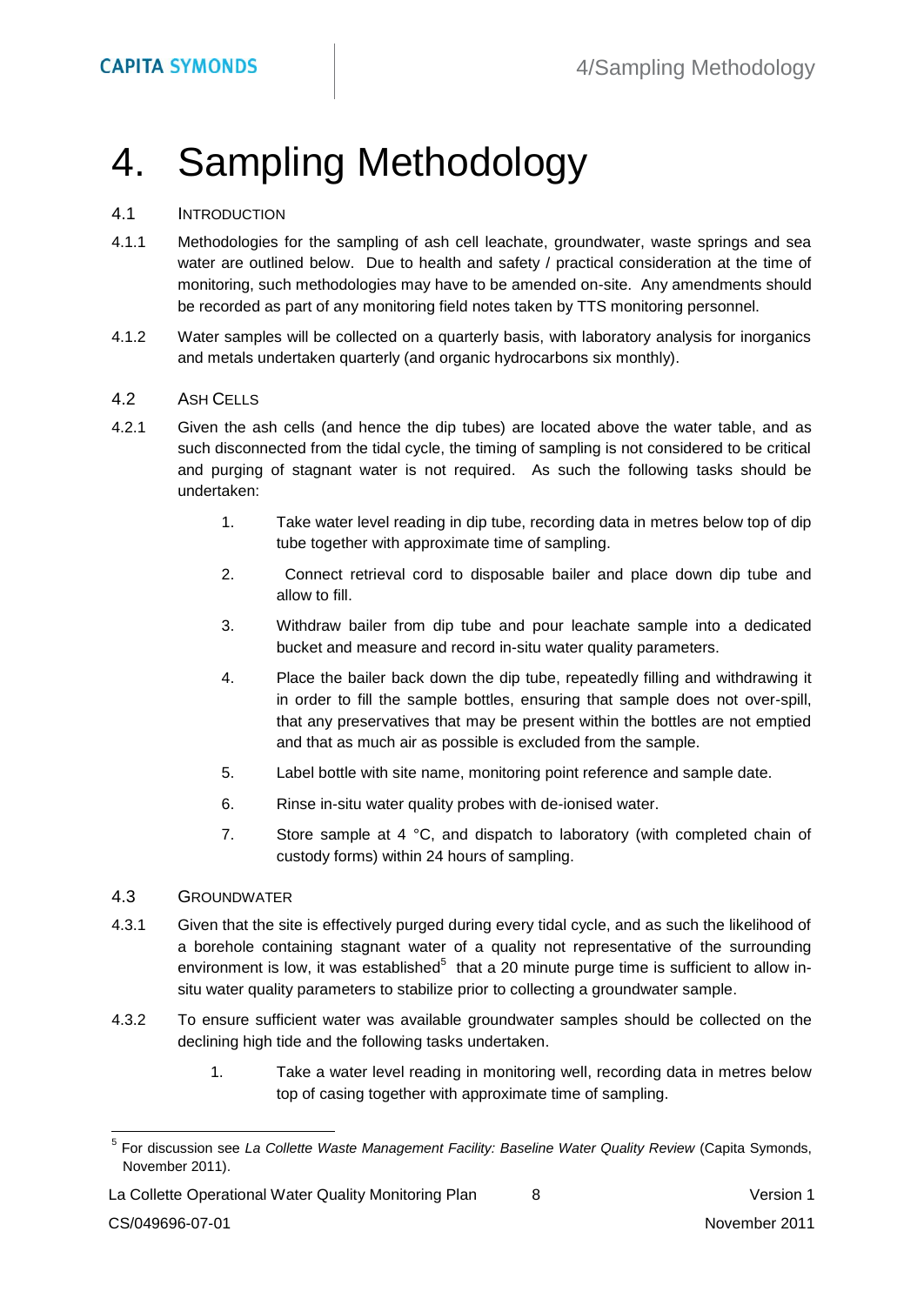# 4. Sampling Methodology

## 4.1 Introduction

4.1.1 Methodologies for the sampling of ash cell leachate, groundwater, waste springs and sea water are outlined below. Due to health and safety / practical consideration at the time of monitoring, such methodologies may have to be amended on-site. Any amendments should be recorded as part of any monitoring field notes taken by TTS monitoring personnel.

4.1.2 Water samples will be collected on a quarterly basis, with laboratory analysis for inorganics and metals undertaken quarterly (and organic hydrocarbons six monthly).

## 4.2 Ash Cells

4.2.1 Given the ash cells (and hence the dip tubes) are located above the water table, and as such disconnected from the tidal cycle, the timing of sampling is not considered to be critical and purging of stagnant water is not required. As such the following tasks should be undertaken:

1. Take water level reading in dip tube, recording data in metres below top of dip tube together with approximate time of sampling.
2. Connect retrieval cord to disposable bailer and place down dip tube and allow to fill.
3. Withdraw bailer from dip tube and pour leachate sample into a dedicated bucket and measure and record in-situ water quality parameters.
4. Place the bailer back down the dip tube, repeatedly filling and withdrawing it in order to fill the sample bottles, ensuring that sample does not over-spill, that any preservatives that may be present within the bottles are not emptied and that as much air as possible is excluded from the sample.
5. Label bottle with site name, monitoring point reference and sample date.
6. Rinse in-situ water quality probes with de-ionised water.
7. Store sample at 4 °C, and dispatch to laboratory (with completed chain of custody forms) within 24 hours of sampling.

## 4.3 Groundwater

4.3.1 Given that the site is effectively purged during every tidal cycle, and as such the likelihood of a borehole containing stagnant water of a quality not representative of the surrounding environment is low, it was established[5] that a 20 minute purge time is sufficient to allow in-situ water quality parameters to stabilize prior to collecting a groundwater sample.

4.3.2 To ensure sufficient water was available groundwater samples should be collected on the declining high tide and the following tasks undertaken.

1. Take a water level reading in monitoring well, recording data in metres below top of casing together with approximate time of sampling.

[5] For discussion see *La Collette Waste Management Facility: Baseline Water Quality Review* (Capita Symonds, November 2011).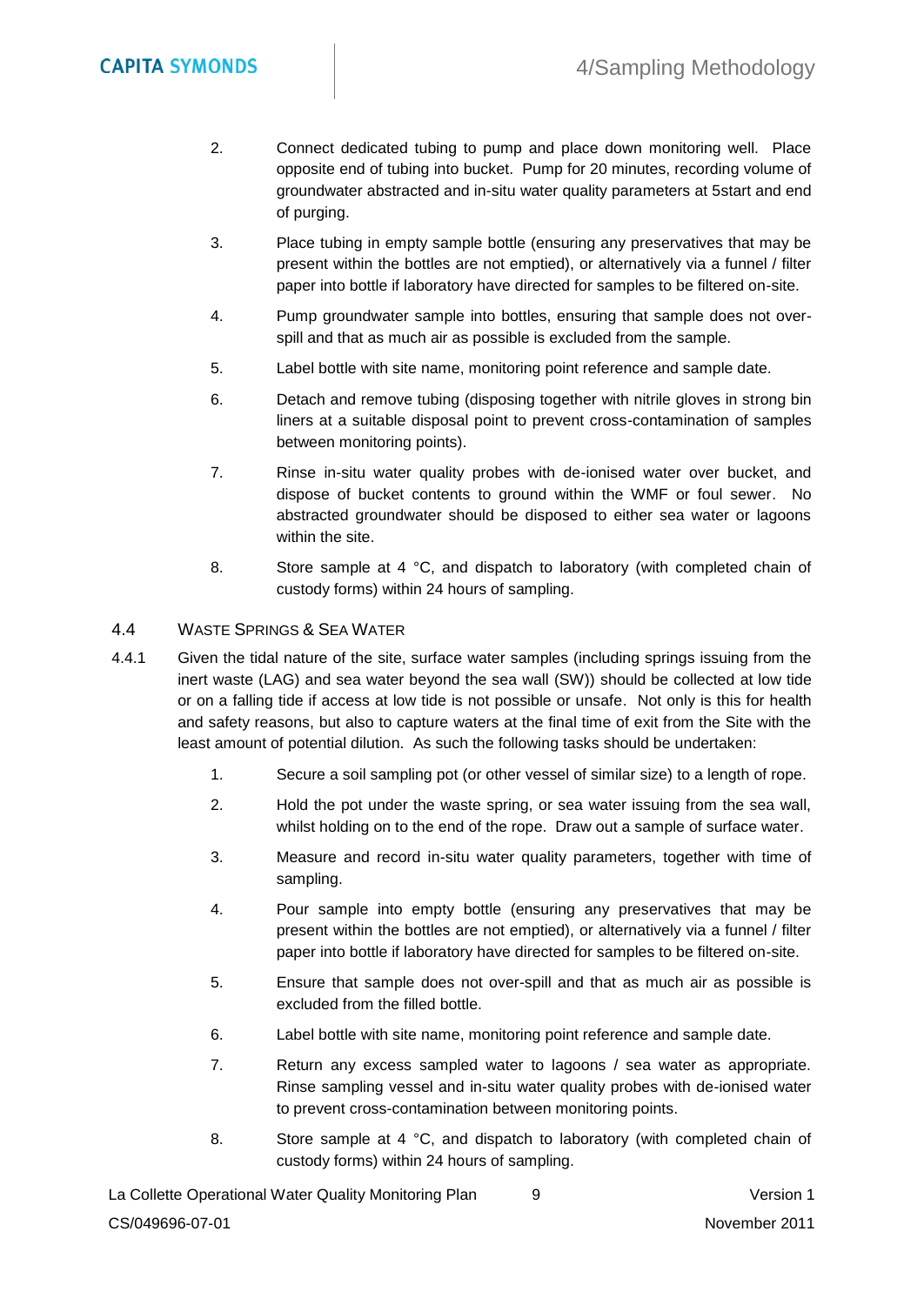2. Connect dedicated tubing to pump and place down monitoring well. Place opposite end of tubing into bucket. Pump for 20 minutes, recording volume of groundwater abstracted and in-situ water quality parameters at 5start and end of purging.
3. Place tubing in empty sample bottle (ensuring any preservatives that may be present within the bottles are not emptied), or alternatively via a funnel / filter paper into bottle if laboratory have directed for samples to be filtered on-site.
4. Pump groundwater sample into bottles, ensuring that sample does not over-spill and that as much air as possible is excluded from the sample.
5. Label bottle with site name, monitoring point reference and sample date.
6. Detach and remove tubing (disposing together with nitrile gloves in strong bin liners at a suitable disposal point to prevent cross-contamination of samples between monitoring points).
7. Rinse in-situ water quality probes with de-ionised water over bucket, and dispose of bucket contents to ground within the WMF or foul sewer. No abstracted groundwater should be disposed to either sea water or lagoons within the site.
8. Store sample at 4 °C, and dispatch to laboratory (with completed chain of custody forms) within 24 hours of sampling.

### 4.4 Waste Springs & Sea Water

4.4.1 Given the tidal nature of the site, surface water samples (including springs issuing from the inert waste (LAG) and sea water beyond the sea wall (SW)) should be collected at low tide or on a falling tide if access at low tide is not possible or unsafe. Not only is this for health and safety reasons, but also to capture waters at the final time of exit from the Site with the least amount of potential dilution. As such the following tasks should be undertaken:

1. Secure a soil sampling pot (or other vessel of similar size) to a length of rope.
2. Hold the pot under the waste spring, or sea water issuing from the sea wall, whilst holding on to the end of the rope. Draw out a sample of surface water.
3. Measure and record in-situ water quality parameters, together with time of sampling.
4. Pour sample into empty bottle (ensuring any preservatives that may be present within the bottles are not emptied), or alternatively via a funnel / filter paper into bottle if laboratory have directed for samples to be filtered on-site.
5. Ensure that sample does not over-spill and that as much air as possible is excluded from the filled bottle.
6. Label bottle with site name, monitoring point reference and sample date.
7. Return any excess sampled water to lagoons / sea water as appropriate. Rinse sampling vessel and in-situ water quality probes with de-ionised water to prevent cross-contamination between monitoring points.
8. Store sample at 4 °C, and dispatch to laboratory (with completed chain of custody forms) within 24 hours of sampling.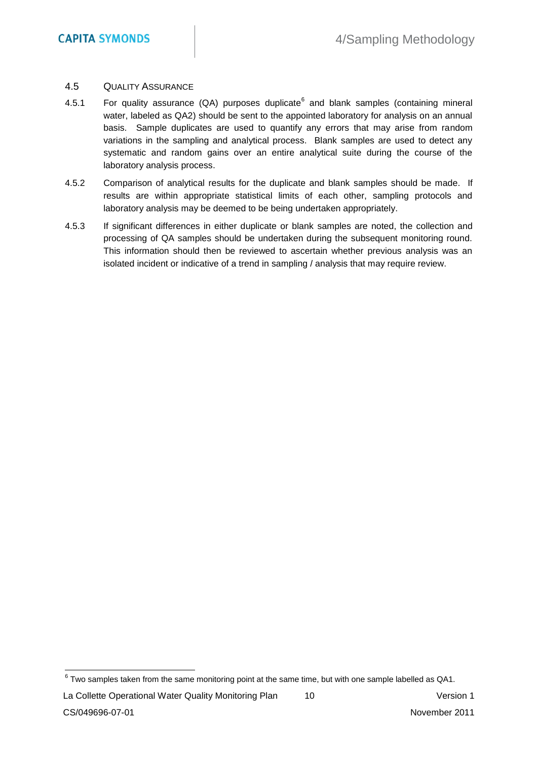### 4.5 Quality Assurance

4.5.1 For quality assurance (QA) purposes duplicate[6] and blank samples (containing mineral water, labeled as QA2) should be sent to the appointed laboratory for analysis on an annual basis. Sample duplicates are used to quantify any errors that may arise from random variations in the sampling and analytical process. Blank samples are used to detect any systematic and random gains over an entire analytical suite during the course of the laboratory analysis process.

4.5.2 Comparison of analytical results for the duplicate and blank samples should be made. If results are within appropriate statistical limits of each other, sampling protocols and laboratory analysis may be deemed to be being undertaken appropriately.

4.5.3 If significant differences in either duplicate or blank samples are noted, the collection and processing of QA samples should be undertaken during the subsequent monitoring round. This information should then be reviewed to ascertain whether previous analysis was an isolated incident or indicative of a trend in sampling / analysis that may require review.

[6] Two samples taken from the same monitoring point at the same time, but with one sample labelled as QA1.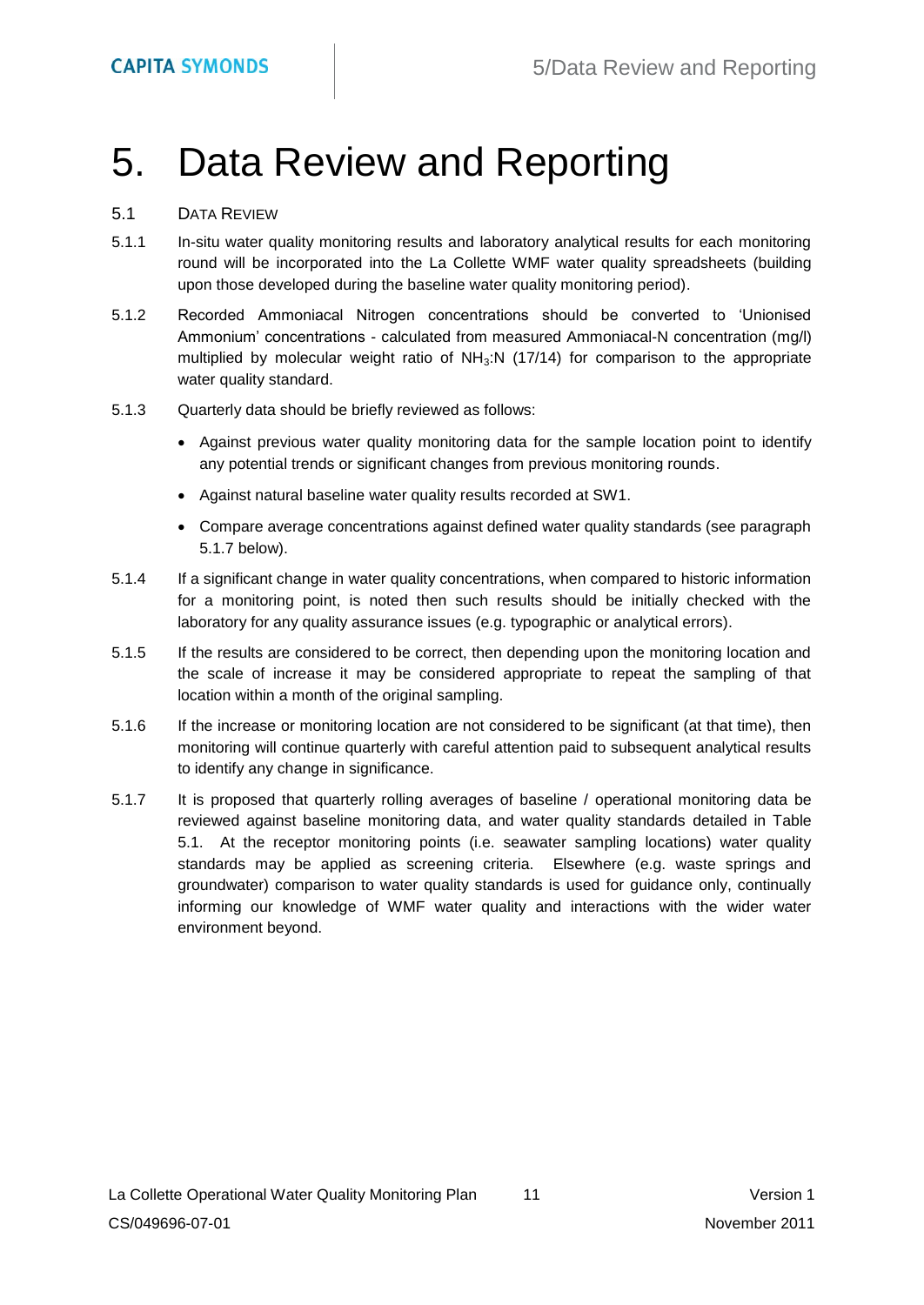# 5. Data Review and Reporting

## 5.1 DATA REVIEW

5.1.1 In-situ water quality monitoring results and laboratory analytical results for each monitoring round will be incorporated into the La Collette WMF water quality spreadsheets (building upon those developed during the baseline water quality monitoring period).

5.1.2 Recorded Ammoniacal Nitrogen concentrations should be converted to 'Unionised Ammonium' concentrations - calculated from measured Ammoniacal-N concentration (mg/l) multiplied by molecular weight ratio of $NH_3$:N (17/14) for comparison to the appropriate water quality standard.

5.1.3 Quarterly data should be briefly reviewed as follows:

- Against previous water quality monitoring data for the sample location point to identify any potential trends or significant changes from previous monitoring rounds.
- Against natural baseline water quality results recorded at SW1.
- Compare average concentrations against defined water quality standards (see paragraph 5.1.7 below).

5.1.4 If a significant change in water quality concentrations, when compared to historic information for a monitoring point, is noted then such results should be initially checked with the laboratory for any quality assurance issues (e.g. typographic or analytical errors).

5.1.5 If the results are considered to be correct, then depending upon the monitoring location and the scale of increase it may be considered appropriate to repeat the sampling of that location within a month of the original sampling.

5.1.6 If the increase or monitoring location are not considered to be significant (at that time), then monitoring will continue quarterly with careful attention paid to subsequent analytical results to identify any change in significance.

5.1.7 It is proposed that quarterly rolling averages of baseline / operational monitoring data be reviewed against baseline monitoring data, and water quality standards detailed in Table 5.1. At the receptor monitoring points (i.e. seawater sampling locations) water quality standards may be applied as screening criteria. Elsewhere (e.g. waste springs and groundwater) comparison to water quality standards is used for guidance only, continually informing our knowledge of WMF water quality and interactions with the wider water environment beyond.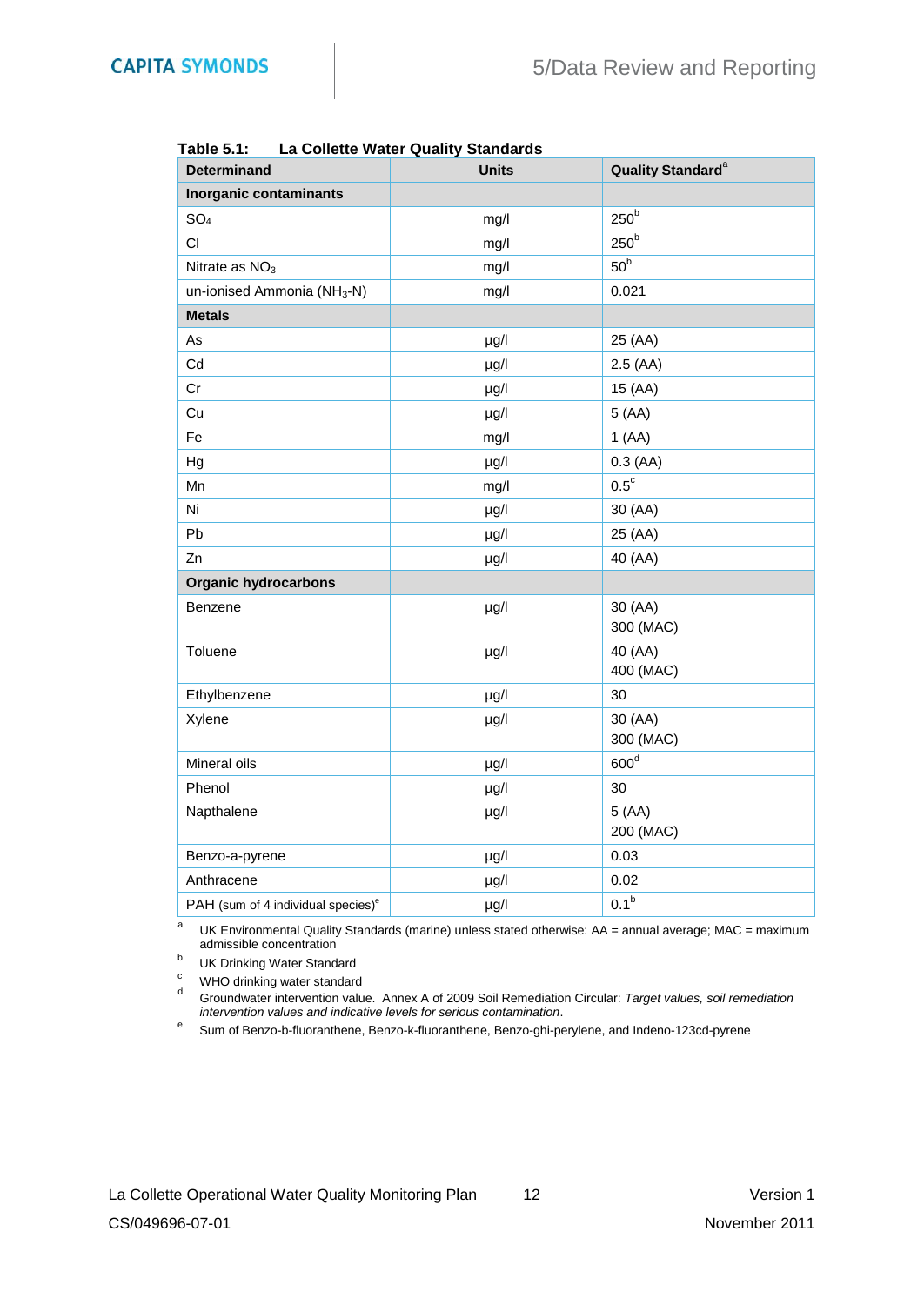**Table 5.1: La Collette Water Quality Standards**

| Determinand | Units | Quality Standard[a] |
|---|---|---|
| **Inorganic contaminants** | | |
| $SO_4$ | mg/l | 250[b] |
| Cl | mg/l | 250[b] |
| Nitrate as $NO_3$ | mg/l | 50[b] |
| un-ionised Ammonia ($NH_3$-N) | mg/l | 0.021 |
| **Metals** | | |
| As | µg/l | 25 (AA) |
| Cd | µg/l | 2.5 (AA) |
| Cr | µg/l | 15 (AA) |
| Cu | µg/l | 5 (AA) |
| Fe | mg/l | 1 (AA) |
| Hg | µg/l | 0.3 (AA) |
| Mn | mg/l | 0.5[c] |
| Ni | µg/l | 30 (AA) |
| Pb | µg/l | 25 (AA) |
| Zn | µg/l | 40 (AA) |
| **Organic hydrocarbons** | | |
| Benzene | µg/l | 30 (AA)<br>300 (MAC) |
| Toluene | µg/l | 40 (AA)<br>400 (MAC) |
| Ethylbenzene | µg/l | 30 |
| Xylene | µg/l | 30 (AA)<br>300 (MAC) |
| Mineral oils | µg/l | 600[d] |
| Phenol | µg/l | 30 |
| Napthalene | µg/l | 5 (AA)<br>200 (MAC) |
| Benzo-a-pyrene | µg/l | 0.03 |
| Anthracene | µg/l | 0.02 |
| PAH (sum of 4 individual species)[e] | µg/l | 0.1[b] |

[a] UK Environmental Quality Standards (marine) unless stated otherwise: AA = annual average; MAC = maximum admissible concentration

[b] UK Drinking Water Standard

[c] WHO drinking water standard

[d] Groundwater intervention value. Annex A of 2009 Soil Remediation Circular: *Target values, soil remediation intervention values and indicative levels for serious contamination*.

[e] Sum of Benzo-b-fluoranthene, Benzo-k-fluoranthene, Benzo-ghi-perylene, and Indeno-123cd-pyrene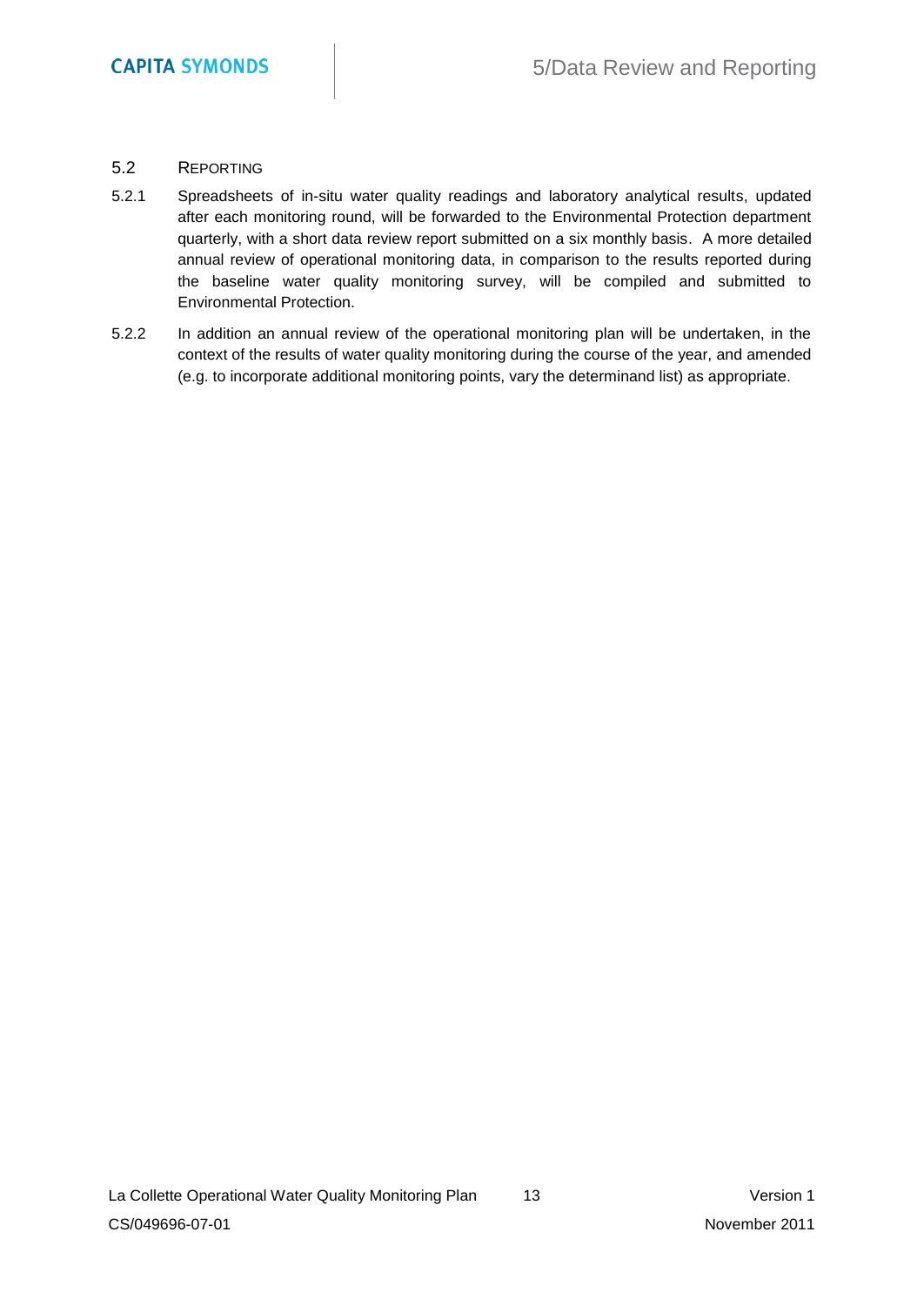## 5.2 Reporting

5.2.1 Spreadsheets of in-situ water quality readings and laboratory analytical results, updated after each monitoring round, will be forwarded to the Environmental Protection department quarterly, with a short data review report submitted on a six monthly basis. A more detailed annual review of operational monitoring data, in comparison to the results reported during the baseline water quality monitoring survey, will be compiled and submitted to Environmental Protection.

5.2.2 In addition an annual review of the operational monitoring plan will be undertaken, in the context of the results of water quality monitoring during the course of the year, and amended (e.g. to incorporate additional monitoring points, vary the determinand list) as appropriate.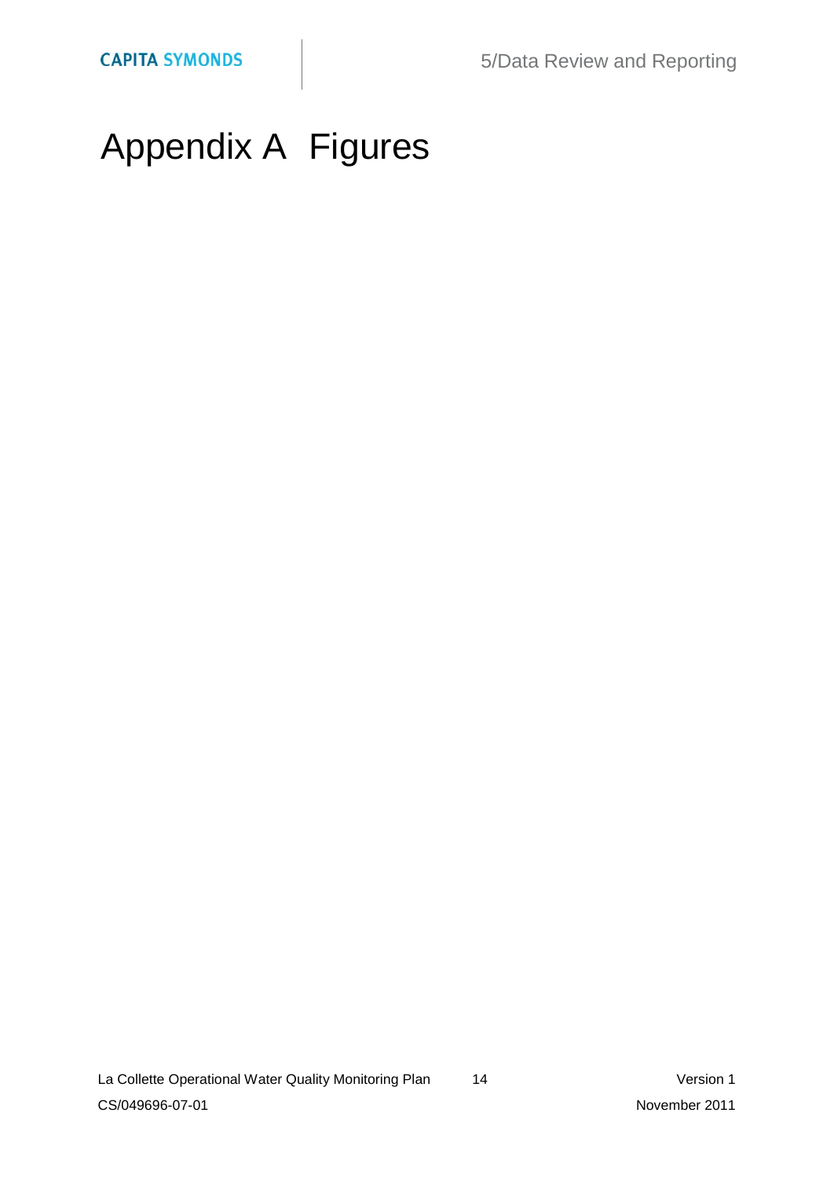# Appendix A Figures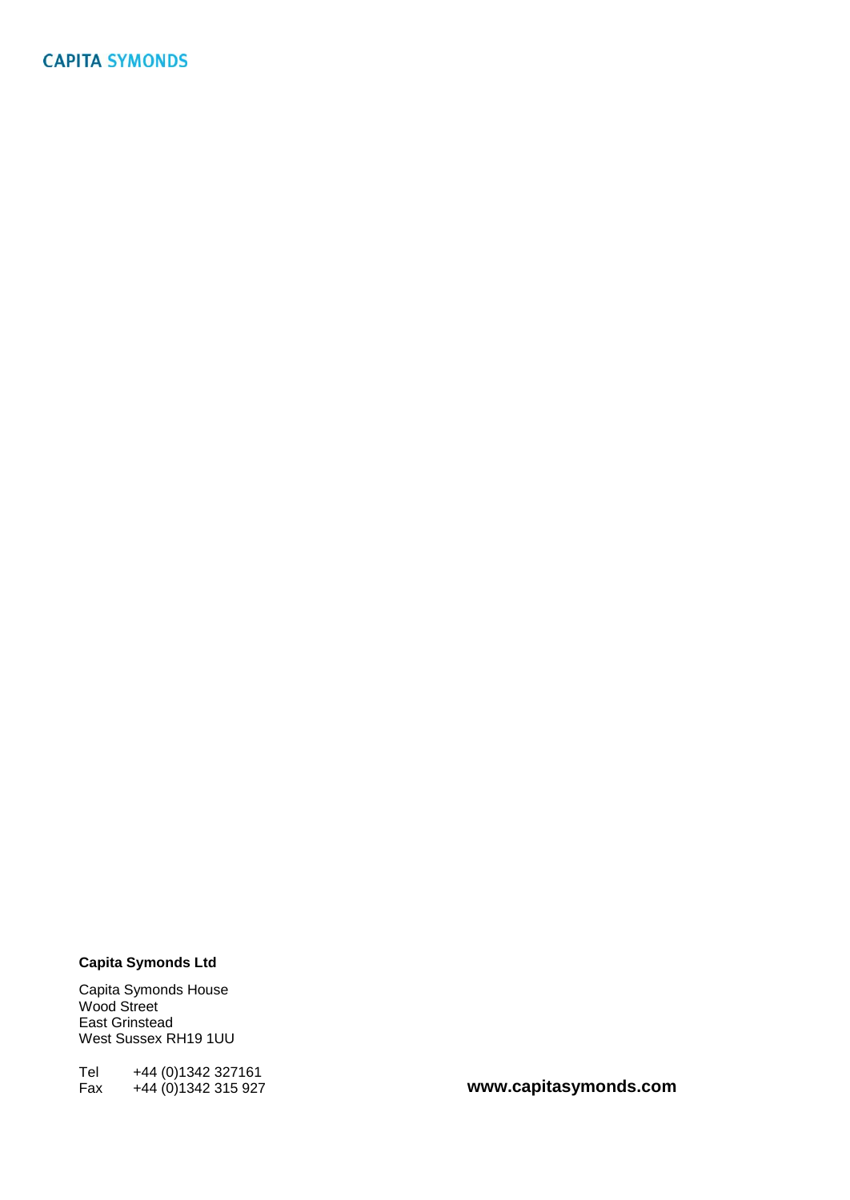**CAPITA SYMONDS**

**Capita Symonds Ltd**

Capita Symonds House
Wood Street
East Grinstead
West Sussex RH19 1UU

Tel +44 (0)1342 327161
Fax +44 (0)1342 315 927

**www.capitasymonds.com**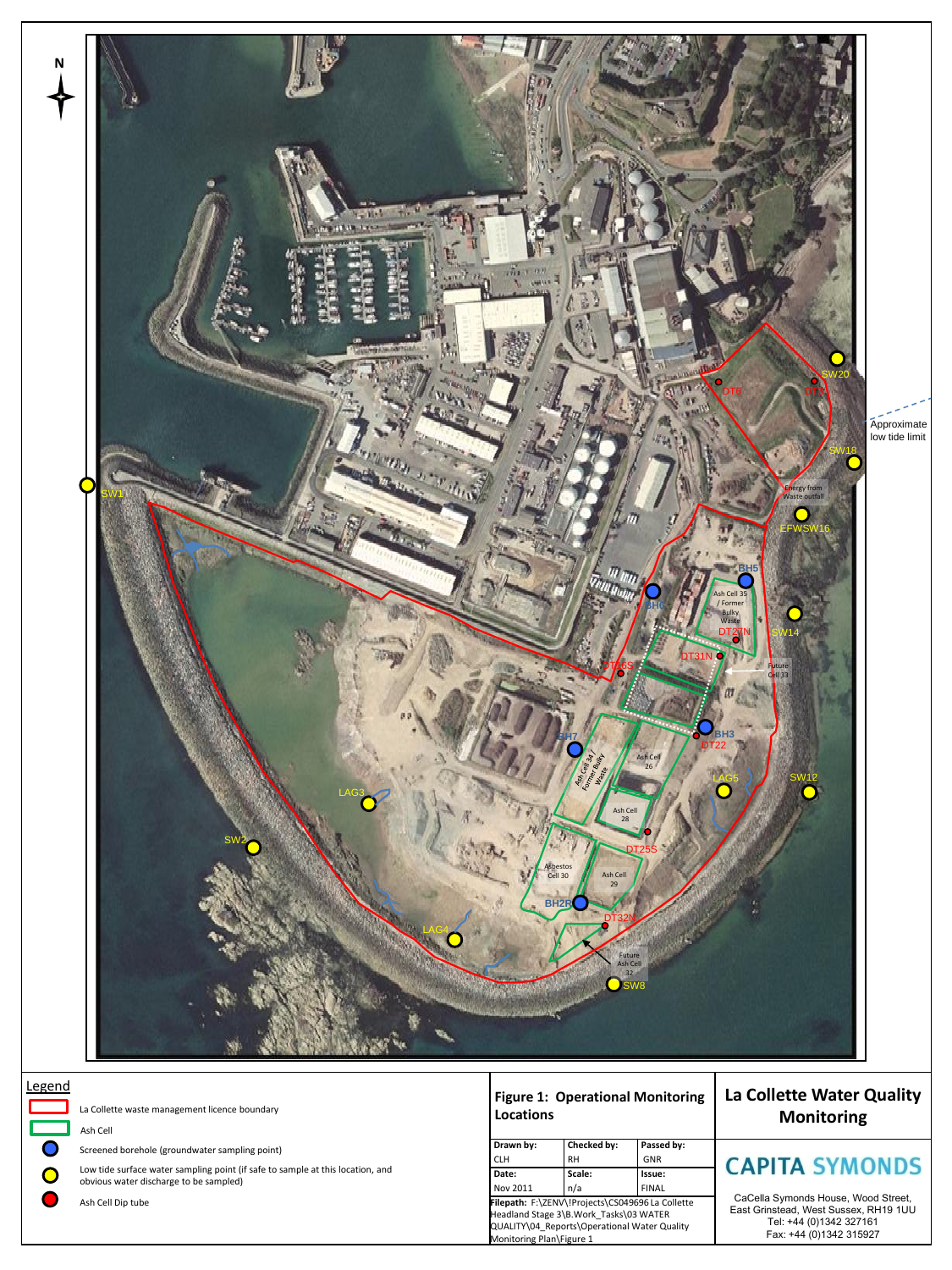N

SW1

SW20

DT6

DT7

Approximate low tide limit

SW18

Energy from Waste outfall

EFWSW16

BH5

BH6

Ash Cell 35 / Former Bulky Waste

DT27N

SW14

DT31N

DT26S

Future Cell 33

BH3

DT22

BH7

Ash Cell 34 Former Bulky Waste

Ash Cell 26

LAG5

SW12

LAG3

Ash Cell 28

SW2

DT25S

Asbestos Cell 30

Ash Cell 29

BH2R

DT32N

LAG4

Future Ash Cell 32

SW8

**Legend**

- La Collette waste management licence boundary
- Ash Cell
- Screened borehole (groundwater sampling point)
- Low tide surface water sampling point (if safe to sample at this location, and obvious water discharge to be sampled)
- Ash Cell Dip tube

**Figure 1: Operational Monitoring Locations**

| Drawn by: | Checked by: | Passed by: |
|---|---|---|
| CLH | RH | GNR |
| **Date:** | **Scale:** | **Issue:** |
| Nov 2011 | n/a | FINAL |

**Filepath:** F:\ZENV\!Projects\CS049696 La Collette Headland Stage 3\B.Work_Tasks\03 WATER QUALITY\04_Reports\Operational Water Quality Monitoring Plan\Figure 1

**La Collette Water Quality Monitoring**

CAPITA SYMONDS

CaCella Symonds House, Wood Street, East Grinstead, West Sussex, RH19 1UU
Tel: +44 (0)1342 327161
Fax: +44 (0)1342 315927